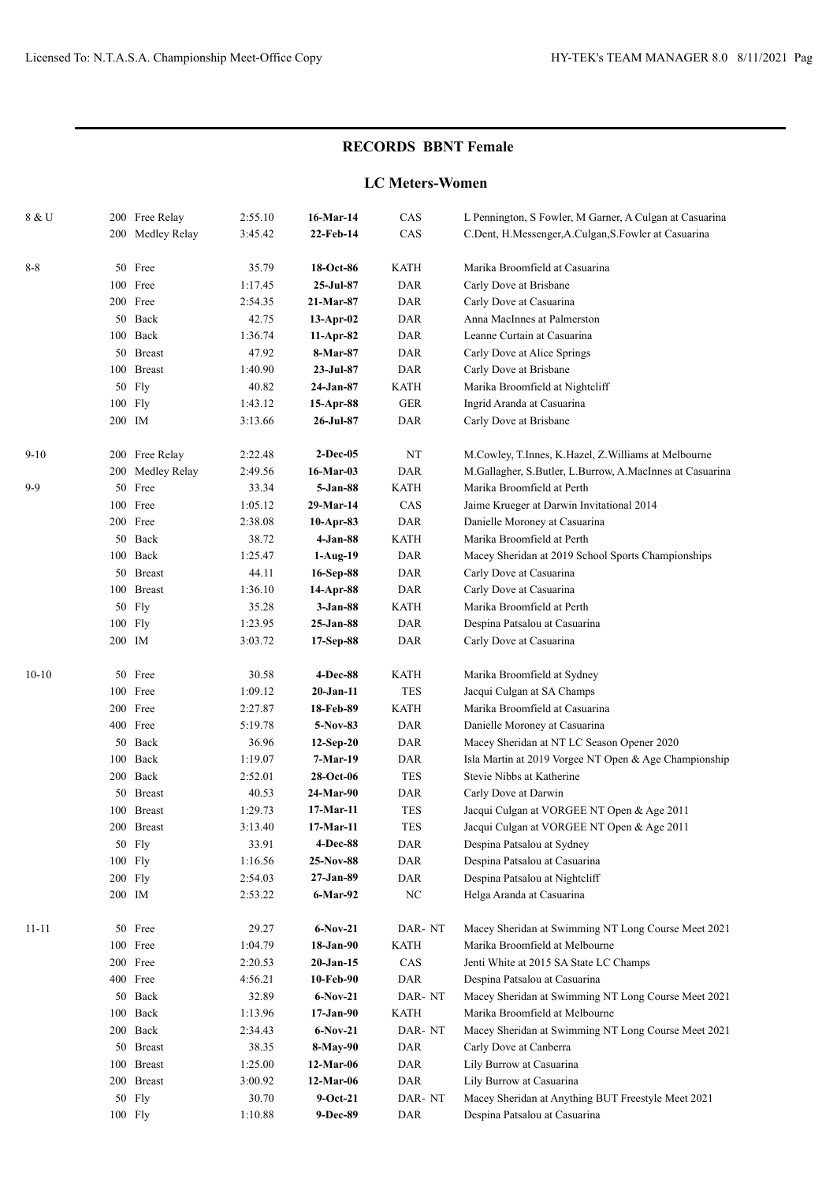## RECORDS BBNT Female

### LC Meters-Women

| Age | Event | Time | Date | Team | Name / Location |
|---|---|---|---|---|---|
| 8 & U | 200 Free Relay | 2:55.10 | **16-Mar-14** | CAS | L Pennington, S Fowler, M Garner, A Culgan at Casuarina |
| | 200 Medley Relay | 3:45.42 | **22-Feb-14** | CAS | C.Dent, H.Messenger,A.Culgan,S.Fowler at Casuarina |
| 8-8 | 50 Free | 35.79 | **18-Oct-86** | KATH | Marika Broomfield at Casuarina |
| | 100 Free | 1:17.45 | **25-Jul-87** | DAR | Carly Dove at Brisbane |
| | 200 Free | 2:54.35 | **21-Mar-87** | DAR | Carly Dove at Casuarina |
| | 50 Back | 42.75 | **13-Apr-02** | DAR | Anna MacInnes at Palmerston |
| | 100 Back | 1:36.74 | **11-Apr-82** | DAR | Leanne Curtain at Casuarina |
| | 50 Breast | 47.92 | **8-Mar-87** | DAR | Carly Dove at Alice Springs |
| | 100 Breast | 1:40.90 | **23-Jul-87** | DAR | Carly Dove at Brisbane |
| | 50 Fly | 40.82 | **24-Jan-87** | KATH | Marika Broomfield at Nightcliff |
| | 100 Fly | 1:43.12 | **15-Apr-88** | GER | Ingrid Aranda at Casuarina |
| | 200 IM | 3:13.66 | **26-Jul-87** | DAR | Carly Dove at Brisbane |
| 9-10 | 200 Free Relay | 2:22.48 | **2-Dec-05** | NT | M.Cowley, T.Innes, K.Hazel, Z.Williams at Melbourne |
| | 200 Medley Relay | 2:49.56 | **16-Mar-03** | DAR | M.Gallagher, S.Butler, L.Burrow, A.MacInnes at Casuarina |
| 9-9 | 50 Free | 33.34 | **5-Jan-88** | KATH | Marika Broomfield at Perth |
| | 100 Free | 1:05.12 | **29-Mar-14** | CAS | Jaime Krueger at Darwin Invitational 2014 |
| | 200 Free | 2:38.08 | **10-Apr-83** | DAR | Danielle Moroney at Casuarina |
| | 50 Back | 38.72 | **4-Jan-88** | KATH | Marika Broomfield at Perth |
| | 100 Back | 1:25.47 | **1-Aug-19** | DAR | Macey Sheridan at 2019 School Sports Championships |
| | 50 Breast | 44.11 | **16-Sep-88** | DAR | Carly Dove at Casuarina |
| | 100 Breast | 1:36.10 | **14-Apr-88** | DAR | Carly Dove at Casuarina |
| | 50 Fly | 35.28 | **3-Jan-88** | KATH | Marika Broomfield at Perth |
| | 100 Fly | 1:23.95 | **25-Jan-88** | DAR | Despina Patsalou at Casuarina |
| | 200 IM | 3:03.72 | **17-Sep-88** | DAR | Carly Dove at Casuarina |
| 10-10 | 50 Free | 30.58 | **4-Dec-88** | KATH | Marika Broomfield at Sydney |
| | 100 Free | 1:09.12 | **20-Jan-11** | TES | Jacqui Culgan at SA Champs |
| | 200 Free | 2:27.87 | **18-Feb-89** | KATH | Marika Broomfield at Casuarina |
| | 400 Free | 5:19.78 | **5-Nov-83** | DAR | Danielle Moroney at Casuarina |
| | 50 Back | 36.96 | **12-Sep-20** | DAR | Macey Sheridan at NT LC Season Opener 2020 |
| | 100 Back | 1:19.07 | **7-Mar-19** | DAR | Isla Martin at 2019 Vorgee NT Open & Age Championship |
| | 200 Back | 2:52.01 | **28-Oct-06** | TES | Stevie Nibbs at Katherine |
| | 50 Breast | 40.53 | **24-Mar-90** | DAR | Carly Dove at Darwin |
| | 100 Breast | 1:29.73 | **17-Mar-11** | TES | Jacqui Culgan at VORGEE NT Open & Age 2011 |
| | 200 Breast | 3:13.40 | **17-Mar-11** | TES | Jacqui Culgan at VORGEE NT Open & Age 2011 |
| | 50 Fly | 33.91 | **4-Dec-88** | DAR | Despina Patsalou at Sydney |
| | 100 Fly | 1:16.56 | **25-Nov-88** | DAR | Despina Patsalou at Casuarina |
| | 200 Fly | 2:54.03 | **27-Jan-89** | DAR | Despina Patsalou at Nightcliff |
| | 200 IM | 2:53.22 | **6-Mar-92** | NC | Helga Aranda at Casuarina |
| 11-11 | 50 Free | 29.27 | **6-Nov-21** | DAR- NT | Macey Sheridan at Swimming NT Long Course Meet 2021 |
| | 100 Free | 1:04.79 | **18-Jan-90** | KATH | Marika Broomfield at Melbourne |
| | 200 Free | 2:20.53 | **20-Jan-15** | CAS | Jenti White at 2015 SA State LC Champs |
| | 400 Free | 4:56.21 | **10-Feb-90** | DAR | Despina Patsalou at Casuarina |
| | 50 Back | 32.89 | **6-Nov-21** | DAR- NT | Macey Sheridan at Swimming NT Long Course Meet 2021 |
| | 100 Back | 1:13.96 | **17-Jan-90** | KATH | Marika Broomfield at Melbourne |
| | 200 Back | 2:34.43 | **6-Nov-21** | DAR- NT | Macey Sheridan at Swimming NT Long Course Meet 2021 |
| | 50 Breast | 38.35 | **8-May-90** | DAR | Carly Dove at Canberra |
| | 100 Breast | 1:25.00 | **12-Mar-06** | DAR | Lily Burrow at Casuarina |
| | 200 Breast | 3:00.92 | **12-Mar-06** | DAR | Lily Burrow at Casuarina |
| | 50 Fly | 30.70 | **9-Oct-21** | DAR- NT | Macey Sheridan at Anything BUT Freestyle Meet 2021 |
| | 100 Fly | 1:10.88 | **9-Dec-89** | DAR | Despina Patsalou at Casuarina |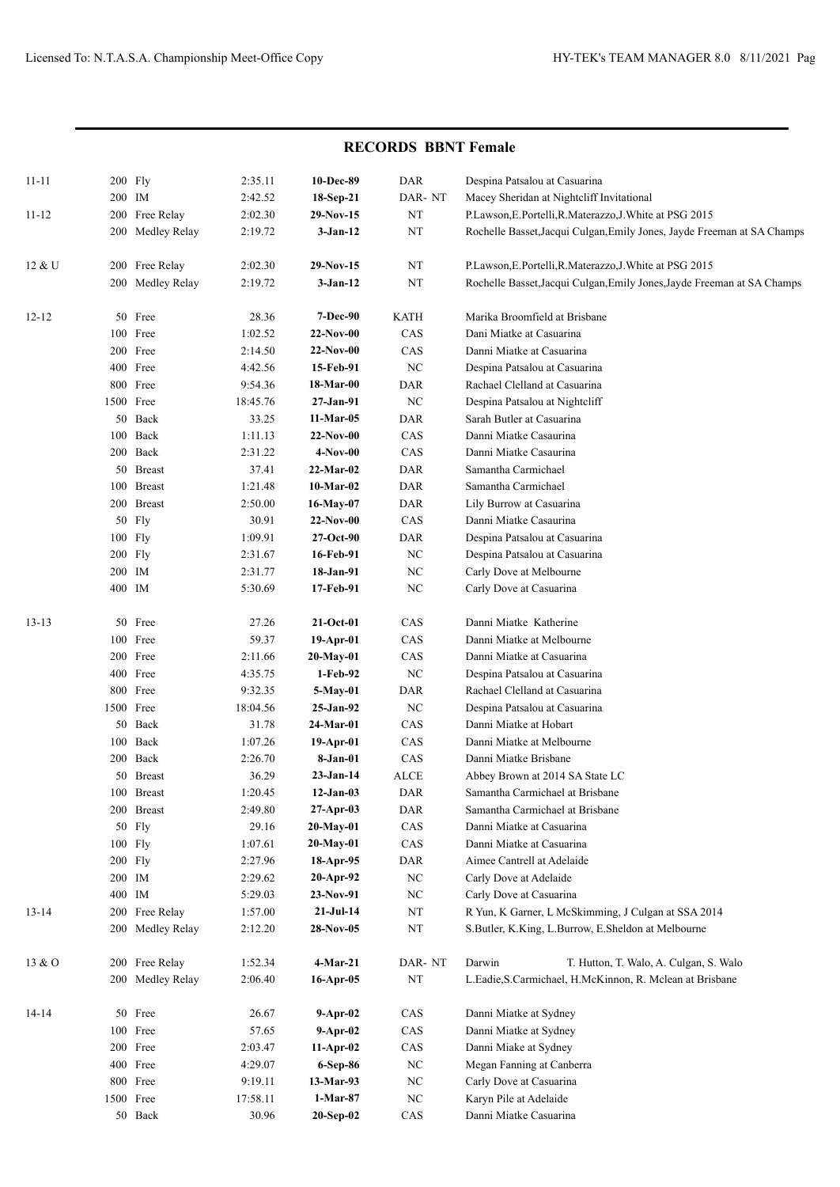## RECORDS BBNT Female

| Age | Event | Time | Date | Club | Name / Venue |
|---|---|---|---|---|---|
| 11-11 | 200 Fly | 2:35.11 | **10-Dec-89** | DAR | Despina Patsalou at Casuarina |
| | 200 IM | 2:42.52 | **18-Sep-21** | DAR- NT | Macey Sheridan at Nightcliff Invitational |
| 11-12 | 200 Free Relay | 2:02.30 | **29-Nov-15** | NT | P.Lawson,E.Portelli,R.Materazzo,J.White at PSG 2015 |
| | 200 Medley Relay | 2:19.72 | **3-Jan-12** | NT | Rochelle Basset,Jacqui Culgan,Emily Jones, Jayde Freeman at SA Champs |
| 12 & U | 200 Free Relay | 2:02.30 | **29-Nov-15** | NT | P.Lawson,E.Portelli,R.Materazzo,J.White at PSG 2015 |
| | 200 Medley Relay | 2:19.72 | **3-Jan-12** | NT | Rochelle Basset,Jacqui Culgan,Emily Jones,Jayde Freeman at SA Champs |
| 12-12 | 50 Free | 28.36 | **7-Dec-90** | KATH | Marika Broomfield at Brisbane |
| | 100 Free | 1:02.52 | **22-Nov-00** | CAS | Dani Miatke at Casuarina |
| | 200 Free | 2:14.50 | **22-Nov-00** | CAS | Danni Miatke at Casuarina |
| | 400 Free | 4:42.56 | **15-Feb-91** | NC | Despina Patsalou at Casuarina |
| | 800 Free | 9:54.36 | **18-Mar-00** | DAR | Rachael Clelland at Casuarina |
| | 1500 Free | 18:45.76 | **27-Jan-91** | NC | Despina Patsalou at Nightcliff |
| | 50 Back | 33.25 | **11-Mar-05** | DAR | Sarah Butler at Casuarina |
| | 100 Back | 1:11.13 | **22-Nov-00** | CAS | Danni Miatke Casuarina |
| | 200 Back | 2:31.22 | **4-Nov-00** | CAS | Danni Miatke Casuarina |
| | 50 Breast | 37.41 | **22-Mar-02** | DAR | Samantha Carmichael |
| | 100 Breast | 1:21.48 | **10-Mar-02** | DAR | Samantha Carmichael |
| | 200 Breast | 2:50.00 | **16-May-07** | DAR | Lily Burrow at Casuarina |
| | 50 Fly | 30.91 | **22-Nov-00** | CAS | Danni Miatke Casuarina |
| | 100 Fly | 1:09.91 | **27-Oct-90** | DAR | Despina Patsalou at Casuarina |
| | 200 Fly | 2:31.67 | **16-Feb-91** | NC | Despina Patsalou at Casuarina |
| | 200 IM | 2:31.77 | **18-Jan-91** | NC | Carly Dove at Melbourne |
| | 400 IM | 5:30.69 | **17-Feb-91** | NC | Carly Dove at Casuarina |
| 13-13 | 50 Free | 27.26 | **21-Oct-01** | CAS | Danni Miatke Katherine |
| | 100 Free | 59.37 | **19-Apr-01** | CAS | Danni Miatke at Melbourne |
| | 200 Free | 2:11.66 | **20-May-01** | CAS | Danni Miatke at Casuarina |
| | 400 Free | 4:35.75 | **1-Feb-92** | NC | Despina Patsalou at Casuarina |
| | 800 Free | 9:32.35 | **5-May-01** | DAR | Rachael Clelland at Casuarina |
| | 1500 Free | 18:04.56 | **25-Jan-92** | NC | Despina Patsalou at Casuarina |
| | 50 Back | 31.78 | **24-Mar-01** | CAS | Danni Miatke at Hobart |
| | 100 Back | 1:07.26 | **19-Apr-01** | CAS | Danni Miatke at Melbourne |
| | 200 Back | 2:26.70 | **8-Jan-01** | CAS | Danni Miatke Brisbane |
| | 50 Breast | 36.29 | **23-Jan-14** | ALCE | Abbey Brown at 2014 SA State LC |
| | 100 Breast | 1:20.45 | **12-Jan-03** | DAR | Samantha Carmichael at Brisbane |
| | 200 Breast | 2:49.80 | **27-Apr-03** | DAR | Samantha Carmichael at Brisbane |
| | 50 Fly | 29.16 | **20-May-01** | CAS | Danni Miatke at Casuarina |
| | 100 Fly | 1:07.61 | **20-May-01** | CAS | Danni Miatke at Casuarina |
| | 200 Fly | 2:27.96 | **18-Apr-95** | DAR | Aimee Cantrell at Adelaide |
| | 200 IM | 2:29.62 | **20-Apr-92** | NC | Carly Dove at Adelaide |
| | 400 IM | 5:29.03 | **23-Nov-91** | NC | Carly Dove at Casuarina |
| 13-14 | 200 Free Relay | 1:57.00 | **21-Jul-14** | NT | R Yun, K Garner, L McSkimming, J Culgan at SSA 2014 |
| | 200 Medley Relay | 2:12.20 | **28-Nov-05** | NT | S.Butler, K.King, L.Burrow, E.Sheldon at Melbourne |
| 13 & O | 200 Free Relay | 1:52.34 | **4-Mar-21** | DAR- NT | Darwin T. Hutton, T. Walo, A. Culgan, S. Walo |
| | 200 Medley Relay | 2:06.40 | **16-Apr-05** | NT | L.Eadie,S.Carmichael, H.McKinnon, R. Mclean at Brisbane |
| 14-14 | 50 Free | 26.67 | **9-Apr-02** | CAS | Danni Miatke at Sydney |
| | 100 Free | 57.65 | **9-Apr-02** | CAS | Danni Miatke at Sydney |
| | 200 Free | 2:03.47 | **11-Apr-02** | CAS | Danni Miake at Sydney |
| | 400 Free | 4:29.07 | **6-Sep-86** | NC | Megan Fanning at Canberra |
| | 800 Free | 9:19.11 | **13-Mar-93** | NC | Carly Dove at Casuarina |
| | 1500 Free | 17:58.11 | **1-Mar-87** | NC | Karyn Pile at Adelaide |
| | 50 Back | 30.96 | **20-Sep-02** | CAS | Danni Miatke Casuarina |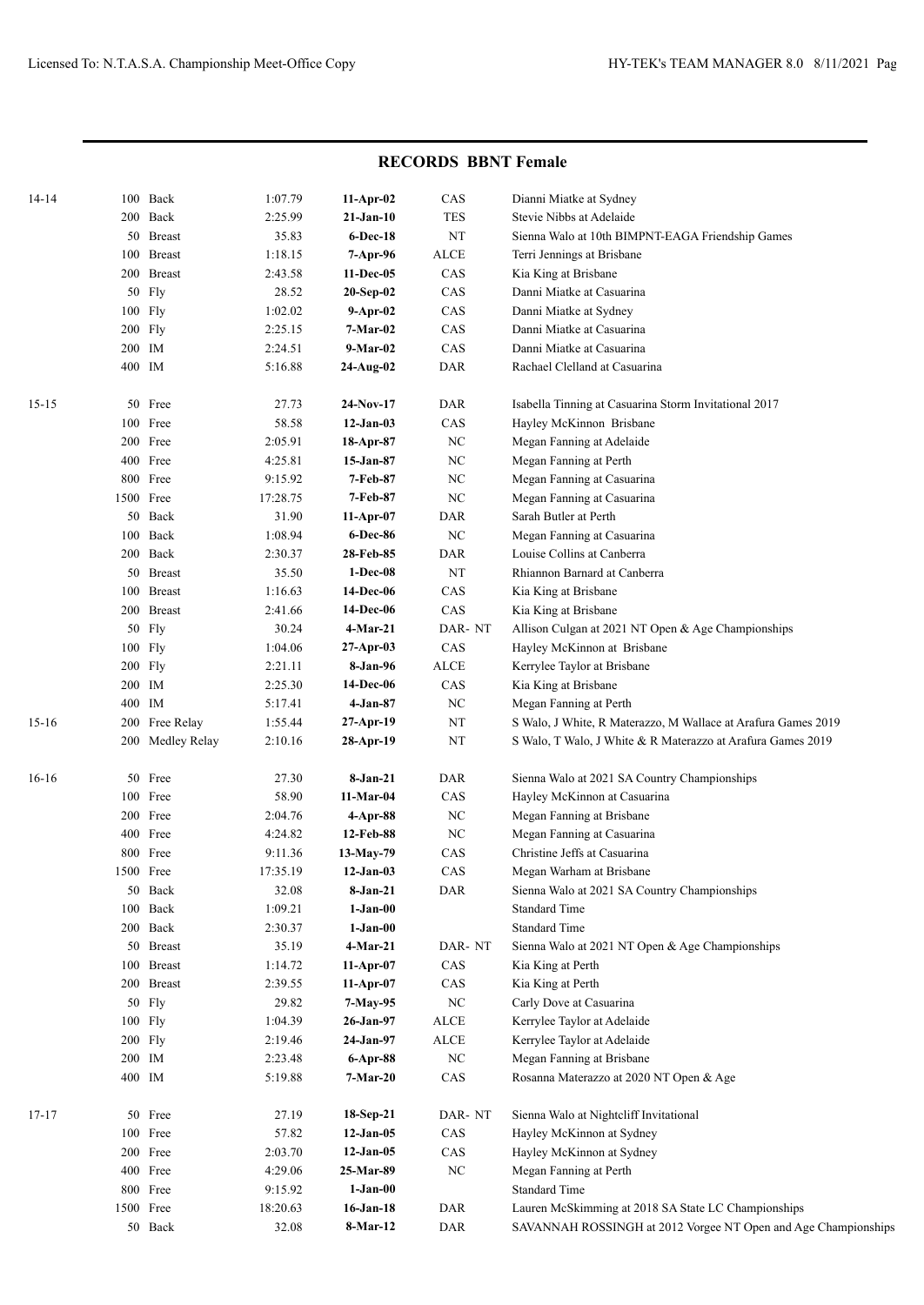## RECORDS BBNT Female

| Age | Event | Time | Date | Club | Details |
|---|---|---|---|---|---|
| 14-14 | 100 Back | 1:07.79 | **11-Apr-02** | CAS | Dianni Miatke at Sydney |
| | 200 Back | 2:25.99 | **21-Jan-10** | TES | Stevie Nibbs at Adelaide |
| | 50 Breast | 35.83 | **6-Dec-18** | NT | Sienna Walo at 10th BIMPNT-EAGA Friendship Games |
| | 100 Breast | 1:18.15 | **7-Apr-96** | ALCE | Terri Jennings at Brisbane |
| | 200 Breast | 2:43.58 | **11-Dec-05** | CAS | Kia King at Brisbane |
| | 50 Fly | 28.52 | **20-Sep-02** | CAS | Danni Miatke at Casuarina |
| | 100 Fly | 1:02.02 | **9-Apr-02** | CAS | Danni Miatke at Sydney |
| | 200 Fly | 2:25.15 | **7-Mar-02** | CAS | Danni Miatke at Casuarina |
| | 200 IM | 2:24.51 | **9-Mar-02** | CAS | Danni Miatke at Casuarina |
| | 400 IM | 5:16.88 | **24-Aug-02** | DAR | Rachael Clelland at Casuarina |
| 15-15 | 50 Free | 27.73 | **24-Nov-17** | DAR | Isabella Tinning at Casuarina Storm Invitational 2017 |
| | 100 Free | 58.58 | **12-Jan-03** | CAS | Hayley McKinnon Brisbane |
| | 200 Free | 2:05.91 | **18-Apr-87** | NC | Megan Fanning at Adelaide |
| | 400 Free | 4:25.81 | **15-Jan-87** | NC | Megan Fanning at Perth |
| | 800 Free | 9:15.92 | **7-Feb-87** | NC | Megan Fanning at Casuarina |
| | 1500 Free | 17:28.75 | **7-Feb-87** | NC | Megan Fanning at Casuarina |
| | 50 Back | 31.90 | **11-Apr-07** | DAR | Sarah Butler at Perth |
| | 100 Back | 1:08.94 | **6-Dec-86** | NC | Megan Fanning at Casuarina |
| | 200 Back | 2:30.37 | **28-Feb-85** | DAR | Louise Collins at Canberra |
| | 50 Breast | 35.50 | **1-Dec-08** | NT | Rhiannon Barnard at Canberra |
| | 100 Breast | 1:16.63 | **14-Dec-06** | CAS | Kia King at Brisbane |
| | 200 Breast | 2:41.66 | **14-Dec-06** | CAS | Kia King at Brisbane |
| | 50 Fly | 30.24 | **4-Mar-21** | DAR- NT | Allison Culgan at 2021 NT Open & Age Championships |
| | 100 Fly | 1:04.06 | **27-Apr-03** | CAS | Hayley McKinnon at Brisbane |
| | 200 Fly | 2:21.11 | **8-Jan-96** | ALCE | Kerrylee Taylor at Brisbane |
| | 200 IM | 2:25.30 | **14-Dec-06** | CAS | Kia King at Brisbane |
| | 400 IM | 5:17.41 | **4-Jan-87** | NC | Megan Fanning at Perth |
| 15-16 | 200 Free Relay | 1:55.44 | **27-Apr-19** | NT | S Walo, J White, R Materazzo, M Wallace at Arafura Games 2019 |
| | 200 Medley Relay | 2:10.16 | **28-Apr-19** | NT | S Walo, T Walo, J White & R Materazzo at Arafura Games 2019 |
| 16-16 | 50 Free | 27.30 | **8-Jan-21** | DAR | Sienna Walo at 2021 SA Country Championships |
| | 100 Free | 58.90 | **11-Mar-04** | CAS | Hayley McKinnon at Casuarina |
| | 200 Free | 2:04.76 | **4-Apr-88** | NC | Megan Fanning at Brisbane |
| | 400 Free | 4:24.82 | **12-Feb-88** | NC | Megan Fanning at Casuarina |
| | 800 Free | 9:11.36 | **13-May-79** | CAS | Christine Jeffs at Casuarina |
| | 1500 Free | 17:35.19 | **12-Jan-03** | CAS | Megan Warham at Brisbane |
| | 50 Back | 32.08 | **8-Jan-21** | DAR | Sienna Walo at 2021 SA Country Championships |
| | 100 Back | 1:09.21 | **1-Jan-00** | | Standard Time |
| | 200 Back | 2:30.37 | **1-Jan-00** | | Standard Time |
| | 50 Breast | 35.19 | **4-Mar-21** | DAR- NT | Sienna Walo at 2021 NT Open & Age Championships |
| | 100 Breast | 1:14.72 | **11-Apr-07** | CAS | Kia King at Perth |
| | 200 Breast | 2:39.55 | **11-Apr-07** | CAS | Kia King at Perth |
| | 50 Fly | 29.82 | **7-May-95** | NC | Carly Dove at Casuarina |
| | 100 Fly | 1:04.39 | **26-Jan-97** | ALCE | Kerrylee Taylor at Adelaide |
| | 200 Fly | 2:19.46 | **24-Jan-97** | ALCE | Kerrylee Taylor at Adelaide |
| | 200 IM | 2:23.48 | **6-Apr-88** | NC | Megan Fanning at Brisbane |
| | 400 IM | 5:19.88 | **7-Mar-20** | CAS | Rosanna Materazzo at 2020 NT Open & Age |
| 17-17 | 50 Free | 27.19 | **18-Sep-21** | DAR- NT | Sienna Walo at Nightcliff Invitational |
| | 100 Free | 57.82 | **12-Jan-05** | CAS | Hayley McKinnon at Sydney |
| | 200 Free | 2:03.70 | **12-Jan-05** | CAS | Hayley McKinnon at Sydney |
| | 400 Free | 4:29.06 | **25-Mar-89** | NC | Megan Fanning at Perth |
| | 800 Free | 9:15.92 | **1-Jan-00** | | Standard Time |
| | 1500 Free | 18:20.63 | **16-Jan-18** | DAR | Lauren McSkimming at 2018 SA State LC Championships |
| | 50 Back | 32.08 | **8-Mar-12** | DAR | SAVANNAH ROSSINGH at 2012 Vorgee NT Open and Age Championships |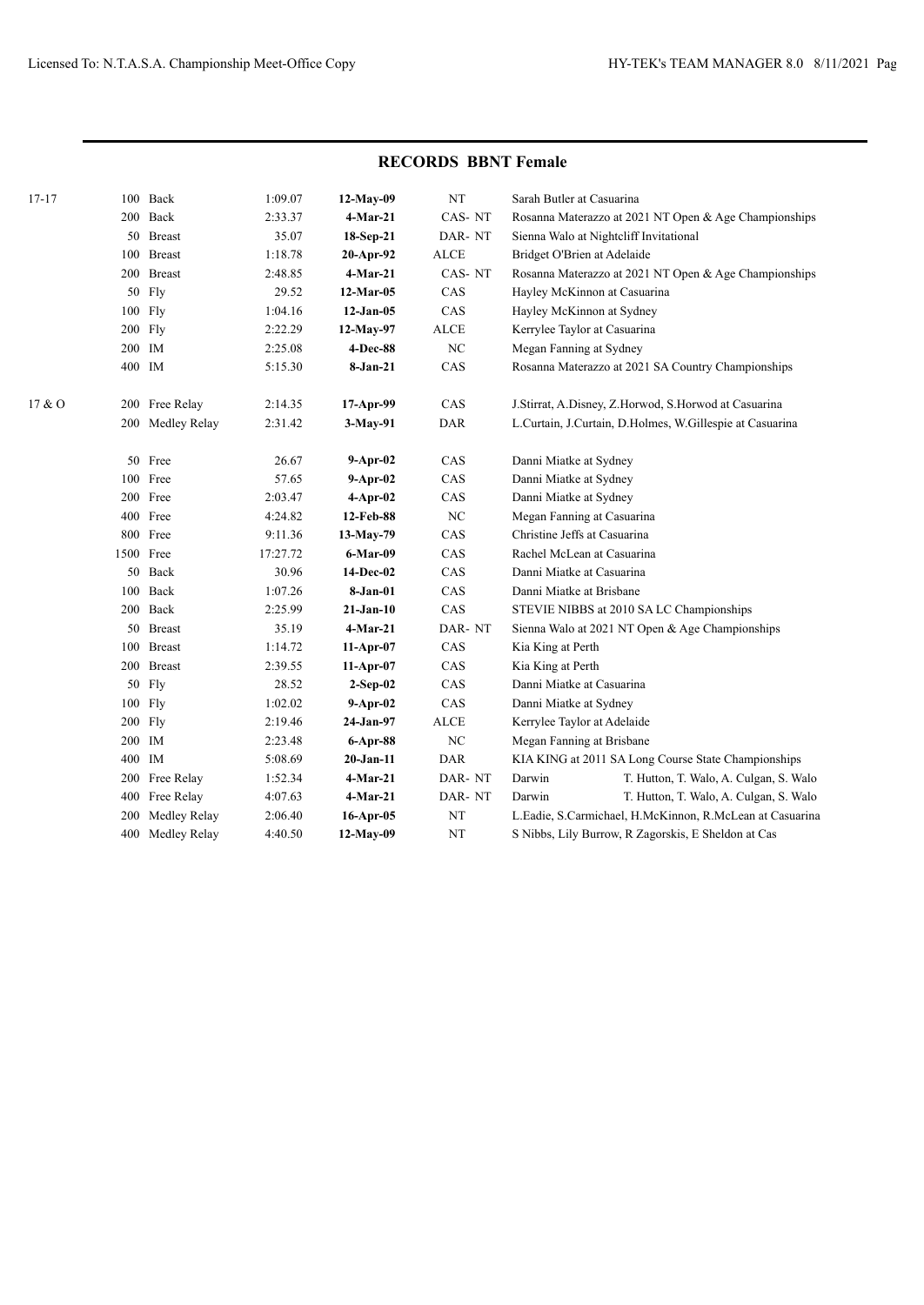## RECORDS BBNT Female

| | | | | | | |
|---|---|---|---|---|---|---|
| 17-17 | 100 | Back | 1:09.07 | **12-May-09** | NT | Sarah Butler at Casuarina |
| | 200 | Back | 2:33.37 | **4-Mar-21** | CAS- NT | Rosanna Materazzo at 2021 NT Open & Age Championships |
| | 50 | Breast | 35.07 | **18-Sep-21** | DAR- NT | Sienna Walo at Nightcliff Invitational |
| | 100 | Breast | 1:18.78 | **20-Apr-92** | ALCE | Bridget O'Brien at Adelaide |
| | 200 | Breast | 2:48.85 | **4-Mar-21** | CAS- NT | Rosanna Materazzo at 2021 NT Open & Age Championships |
| | 50 | Fly | 29.52 | **12-Mar-05** | CAS | Hayley McKinnon at Casuarina |
| | 100 | Fly | 1:04.16 | **12-Jan-05** | CAS | Hayley McKinnon at Sydney |
| | 200 | Fly | 2:22.29 | **12-May-97** | ALCE | Kerrylee Taylor at Casuarina |
| | 200 | IM | 2:25.08 | **4-Dec-88** | NC | Megan Fanning at Sydney |
| | 400 | IM | 5:15.30 | **8-Jan-21** | CAS | Rosanna Materazzo at 2021 SA Country Championships |
| 17 & O | 200 | Free Relay | 2:14.35 | **17-Apr-99** | CAS | J.Stirrat, A.Disney, Z.Horwod, S.Horwod at Casuarina |
| | 200 | Medley Relay | 2:31.42 | **3-May-91** | DAR | L.Curtain, J.Curtain, D.Holmes, W.Gillespie at Casuarina |
| | 50 | Free | 26.67 | **9-Apr-02** | CAS | Danni Miatke at Sydney |
| | 100 | Free | 57.65 | **9-Apr-02** | CAS | Danni Miatke at Sydney |
| | 200 | Free | 2:03.47 | **4-Apr-02** | CAS | Danni Miatke at Sydney |
| | 400 | Free | 4:24.82 | **12-Feb-88** | NC | Megan Fanning at Casuarina |
| | 800 | Free | 9:11.36 | **13-May-79** | CAS | Christine Jeffs at Casuarina |
| | 1500 | Free | 17:27.72 | **6-Mar-09** | CAS | Rachel McLean at Casuarina |
| | 50 | Back | 30.96 | **14-Dec-02** | CAS | Danni Miatke at Casuarina |
| | 100 | Back | 1:07.26 | **8-Jan-01** | CAS | Danni Miatke at Brisbane |
| | 200 | Back | 2:25.99 | **21-Jan-10** | CAS | STEVIE NIBBS at 2010 SA LC Championships |
| | 50 | Breast | 35.19 | **4-Mar-21** | DAR- NT | Sienna Walo at 2021 NT Open & Age Championships |
| | 100 | Breast | 1:14.72 | **11-Apr-07** | CAS | Kia King at Perth |
| | 200 | Breast | 2:39.55 | **11-Apr-07** | CAS | Kia King at Perth |
| | 50 | Fly | 28.52 | **2-Sep-02** | CAS | Danni Miatke at Casuarina |
| | 100 | Fly | 1:02.02 | **9-Apr-02** | CAS | Danni Miatke at Sydney |
| | 200 | Fly | 2:19.46 | **24-Jan-97** | ALCE | Kerrylee Taylor at Adelaide |
| | 200 | IM | 2:23.48 | **6-Apr-88** | NC | Megan Fanning at Brisbane |
| | 400 | IM | 5:08.69 | **20-Jan-11** | DAR | KIA KING at 2011 SA Long Course State Championships |
| | 200 | Free Relay | 1:52.34 | **4-Mar-21** | DAR- NT | Darwin T. Hutton, T. Walo, A. Culgan, S. Walo |
| | 400 | Free Relay | 4:07.63 | **4-Mar-21** | DAR- NT | Darwin T. Hutton, T. Walo, A. Culgan, S. Walo |
| | 200 | Medley Relay | 2:06.40 | **16-Apr-05** | NT | L.Eadie, S.Carmichael, H.McKinnon, R.McLean at Casuarina |
| | 400 | Medley Relay | 4:40.50 | **12-May-09** | NT | S Nibbs, Lily Burrow, R Zagorskis, E Sheldon at Cas |